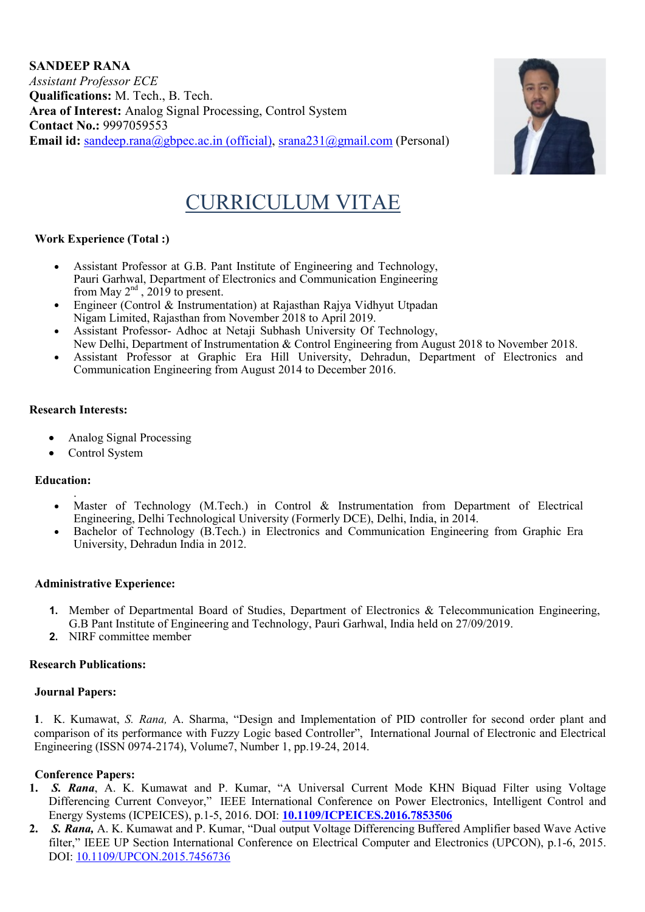**SANDEEP RANA**
*Assistant Professor ECE*
**Qualifications:** M. Tech., B. Tech.
**Area of Interest:** Analog Signal Processing, Control System
**Contact No.:** 9997059553
**Email id:** sandeep.rana@gbpec.ac.in (official), srana231@gmail.com (Personal)

# CURRICULUM VITAE

**Work Experience (Total :)**

- Assistant Professor at G.B. Pant Institute of Engineering and Technology, Pauri Garhwal, Department of Electronics and Communication Engineering from May 2nd , 2019 to present.
- Engineer (Control & Instrumentation) at Rajasthan Rajya Vidhyut Utpadan Nigam Limited, Rajasthan from November 2018 to April 2019.
- Assistant Professor- Adhoc at Netaji Subhash University Of Technology, New Delhi, Department of Instrumentation & Control Engineering from August 2018 to November 2018.
- Assistant Professor at Graphic Era Hill University, Dehradun, Department of Electronics and Communication Engineering from August 2014 to December 2016.

**Research Interests:**

- Analog Signal Processing
- Control System

**Education:**

- Master of Technology (M.Tech.) in Control & Instrumentation from Department of Electrical Engineering, Delhi Technological University (Formerly DCE), Delhi, India, in 2014.
- Bachelor of Technology (B.Tech.) in Electronics and Communication Engineering from Graphic Era University, Dehradun India in 2012.

**Administrative Experience:**

1. Member of Departmental Board of Studies, Department of Electronics & Telecommunication Engineering, G.B Pant Institute of Engineering and Technology, Pauri Garhwal, India held on 27/09/2019.
2. NIRF committee member

**Research Publications:**

**Journal Papers:**

1. K. Kumawat, *S. Rana,* A. Sharma, "Design and Implementation of PID controller for second order plant and comparison of its performance with Fuzzy Logic based Controller", International Journal of Electronic and Electrical Engineering (ISSN 0974-2174), Volume7, Number 1, pp.19-24, 2014.

**Conference Papers:**

1. ***S. Rana***, A. K. Kumawat and P. Kumar, "A Universal Current Mode KHN Biquad Filter using Voltage Differencing Current Conveyor," IEEE International Conference on Power Electronics, Intelligent Control and Energy Systems (ICPEICES), p.1-5, 2016. DOI: **10.1109/ICPEICES.2016.7853506**
2. ***S. Rana,*** A. K. Kumawat and P. Kumar, "Dual output Voltage Differencing Buffered Amplifier based Wave Active filter," IEEE UP Section International Conference on Electrical Computer and Electronics (UPCON), p.1-6, 2015. DOI: 10.1109/UPCON.2015.7456736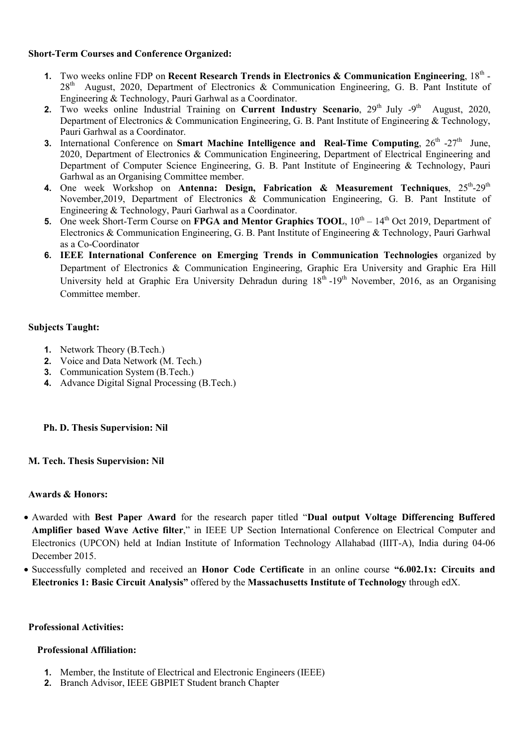**Short-Term Courses and Conference Organized:**

1. Two weeks online FDP on **Recent Research Trends in Electronics & Communication Engineering**, 18th - 28th August, 2020, Department of Electronics & Communication Engineering, G. B. Pant Institute of Engineering & Technology, Pauri Garhwal as a Coordinator.
2. Two weeks online Industrial Training on **Current Industry Scenario**, 29th July -9th August, 2020, Department of Electronics & Communication Engineering, G. B. Pant Institute of Engineering & Technology, Pauri Garhwal as a Coordinator.
3. International Conference on **Smart Machine Intelligence and Real-Time Computing**, 26th -27th June, 2020, Department of Electronics & Communication Engineering, Department of Electrical Engineering and Department of Computer Science Engineering, G. B. Pant Institute of Engineering & Technology, Pauri Garhwal as an Organising Committee member.
4. One week Workshop on **Antenna: Design, Fabrication & Measurement Techniques**, 25th-29th November,2019, Department of Electronics & Communication Engineering, G. B. Pant Institute of Engineering & Technology, Pauri Garhwal as a Coordinator.
5. One week Short-Term Course on **FPGA and Mentor Graphics TOOL**, 10th – 14th Oct 2019, Department of Electronics & Communication Engineering, G. B. Pant Institute of Engineering & Technology, Pauri Garhwal as a Co-Coordinator
6. **IEEE International Conference on Emerging Trends in Communication Technologies** organized by Department of Electronics & Communication Engineering, Graphic Era University and Graphic Era Hill University held at Graphic Era University Dehradun during 18th -19th November, 2016, as an Organising Committee member.

**Subjects Taught:**

1. Network Theory (B.Tech.)
2. Voice and Data Network (M. Tech.)
3. Communication System (B.Tech.)
4. Advance Digital Signal Processing (B.Tech.)

**Ph. D. Thesis Supervision: Nil**

**M. Tech. Thesis Supervision: Nil**

**Awards & Honors:**

- Awarded with **Best Paper Award** for the research paper titled "**Dual output Voltage Differencing Buffered Amplifier based Wave Active filter**," in IEEE UP Section International Conference on Electrical Computer and Electronics (UPCON) held at Indian Institute of Information Technology Allahabad (IIIT-A), India during 04-06 December 2015.
- Successfully completed and received an **Honor Code Certificate** in an online course **"6.002.1x: Circuits and Electronics 1: Basic Circuit Analysis"** offered by the **Massachusetts Institute of Technology** through edX.

**Professional Activities:**

**Professional Affiliation:**

1. Member, the Institute of Electrical and Electronic Engineers (IEEE)
2. Branch Advisor, IEEE GBPIET Student branch Chapter